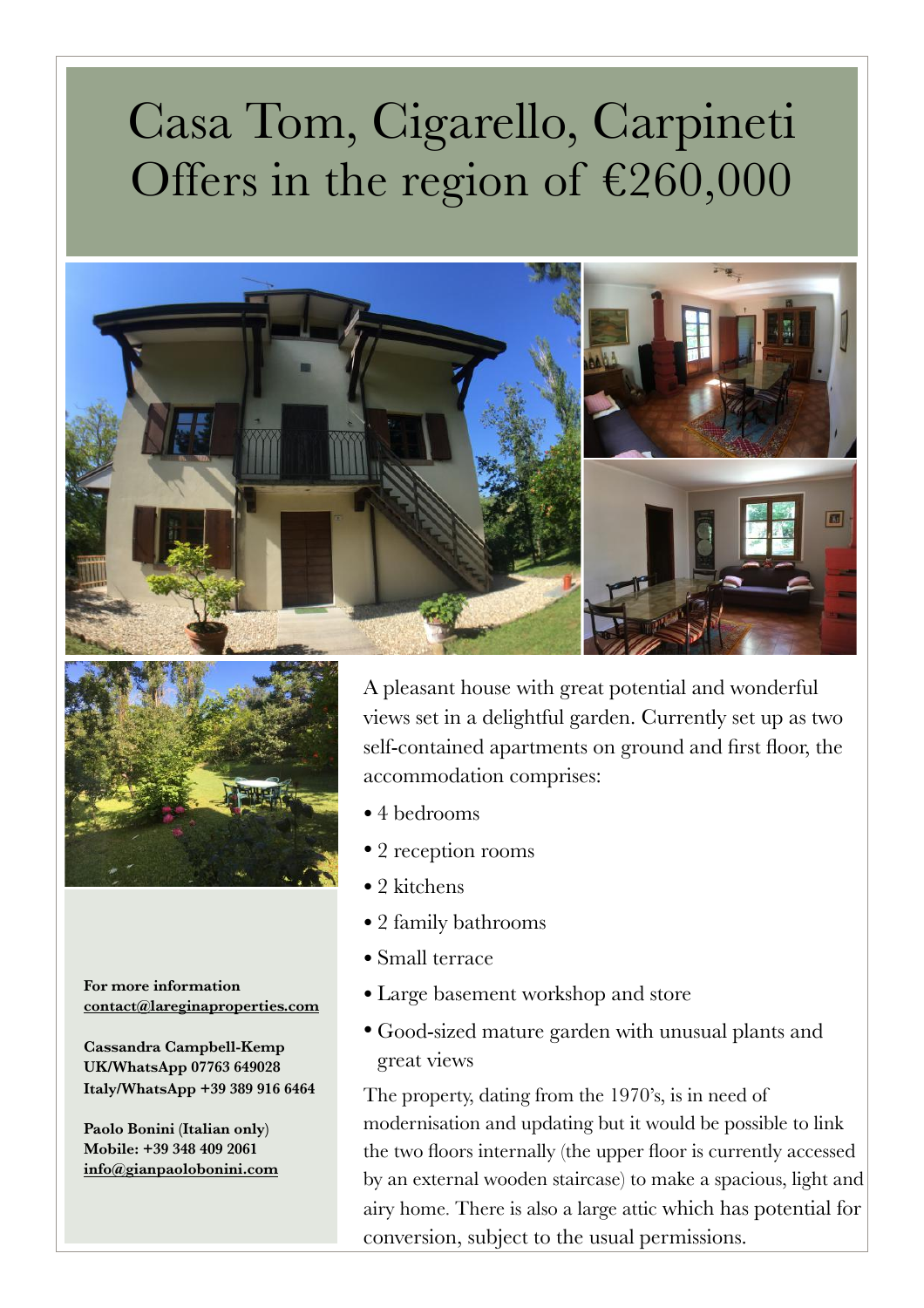# Casa Tom, Cigarello, Carpineti
# Offers in the region of €260,000

A pleasant house with great potential and wonderful views set in a delightful garden. Currently set up as two self-contained apartments on ground and first floor, the accommodation comprises:

- 4 bedrooms
- 2 reception rooms
- 2 kitchens
- 2 family bathrooms
- Small terrace
- Large basement workshop and store
- Good-sized mature garden with unusual plants and great views

The property, dating from the 1970's, is in need of modernisation and updating but it would be possible to link the two floors internally (the upper floor is currently accessed by an external wooden staircase) to make a spacious, light and airy home. There is also a large attic which has potential for conversion, subject to the usual permissions.

**For more information**
**contact@lareginaproperties.com**

**Cassandra Campbell-Kemp**
**UK/WhatsApp 07763 649028**
**Italy/WhatsApp +39 389 916 6464**

**Paolo Bonini (Italian only)**
**Mobile: +39 348 409 2061**
**info@gianpaolobonini.com**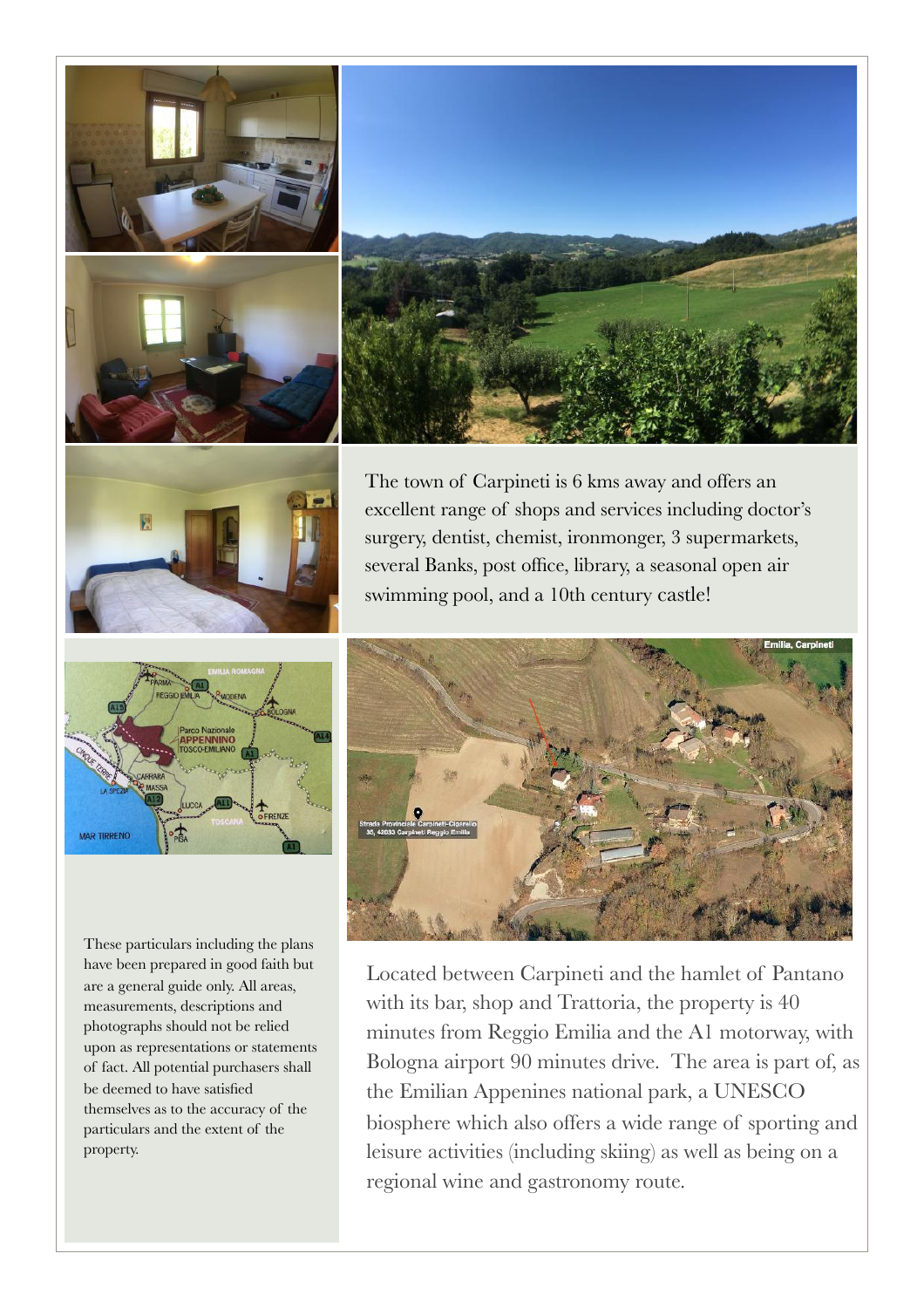The town of Carpineti is 6 kms away and offers an excellent range of shops and services including doctor's surgery, dentist, chemist, ironmonger, 3 supermarkets, several Banks, post office, library, a seasonal open air swimming pool, and a 10th century castle!

Located between Carpineti and the hamlet of Pantano with its bar, shop and Trattoria, the property is 40 minutes from Reggio Emilia and the A1 motorway, with Bologna airport 90 minutes drive. The area is part of, as the Emilian Appenines national park, a UNESCO biosphere which also offers a wide range of sporting and leisure activities (including skiing) as well as being on a regional wine and gastronomy route.

These particulars including the plans have been prepared in good faith but are a general guide only. All areas, measurements, descriptions and photographs should not be relied upon as representations or statements of fact. All potential purchasers shall be deemed to have satisfied themselves as to the accuracy of the particulars and the extent of the property.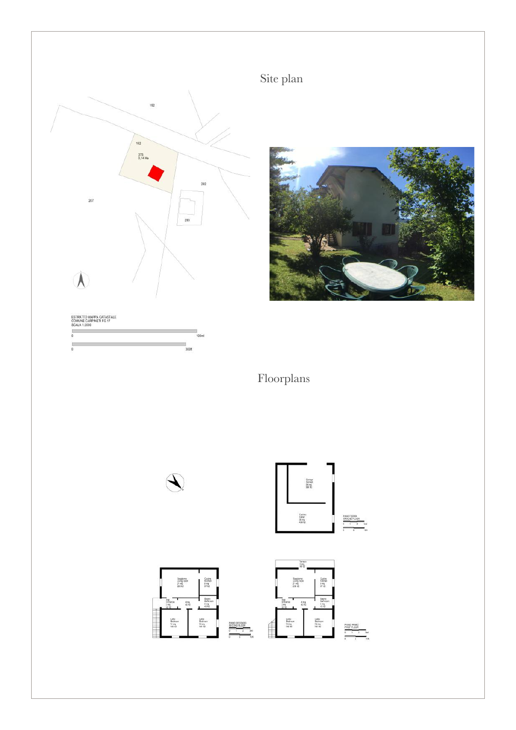# Site plan

162

162

273
0,14 Ha

293

267

293

ESTRATTO MAPPA CATASTALE
COMUNE CARPINETI FG 17
SCALA 1:2000

0 100ml

0 300ft

# Floorplans

Garage
Garage
34 mq
366 ft

Cantina
Cellar
38 mq
409 ft

PIANO TERRA
GROUND FLOOR

Soggiorno
Living room
21 mq
226 ft

Cucina
Kitchen
8 mq
97 ft

Bagno
Bathroom
4 mq
43 ft

Ingr.
Entrance
3 mq
32 ft

4 mq
43 ft

Letto
Bedroom
14 mq
150 ft

Letto
Bedroom
13 mq
140 ft

PIANO SECONDO
SECOND FLOOR

Terrace
7 mq
76 ft

Soggiorno
Living room
21 mq
226 ft

Cucina
Kitchen
8 mq
97 ft

Bagno
Bathroom
1 mq
13 ft

Ingr.
Entrance
3 mq
32 ft

4 mq
43 ft

Letto
Bedroom
14 mq
150 ft

Letto
Bedroom
15 mq
161 ft

PIANO PRIMO
FIRST FLOOR